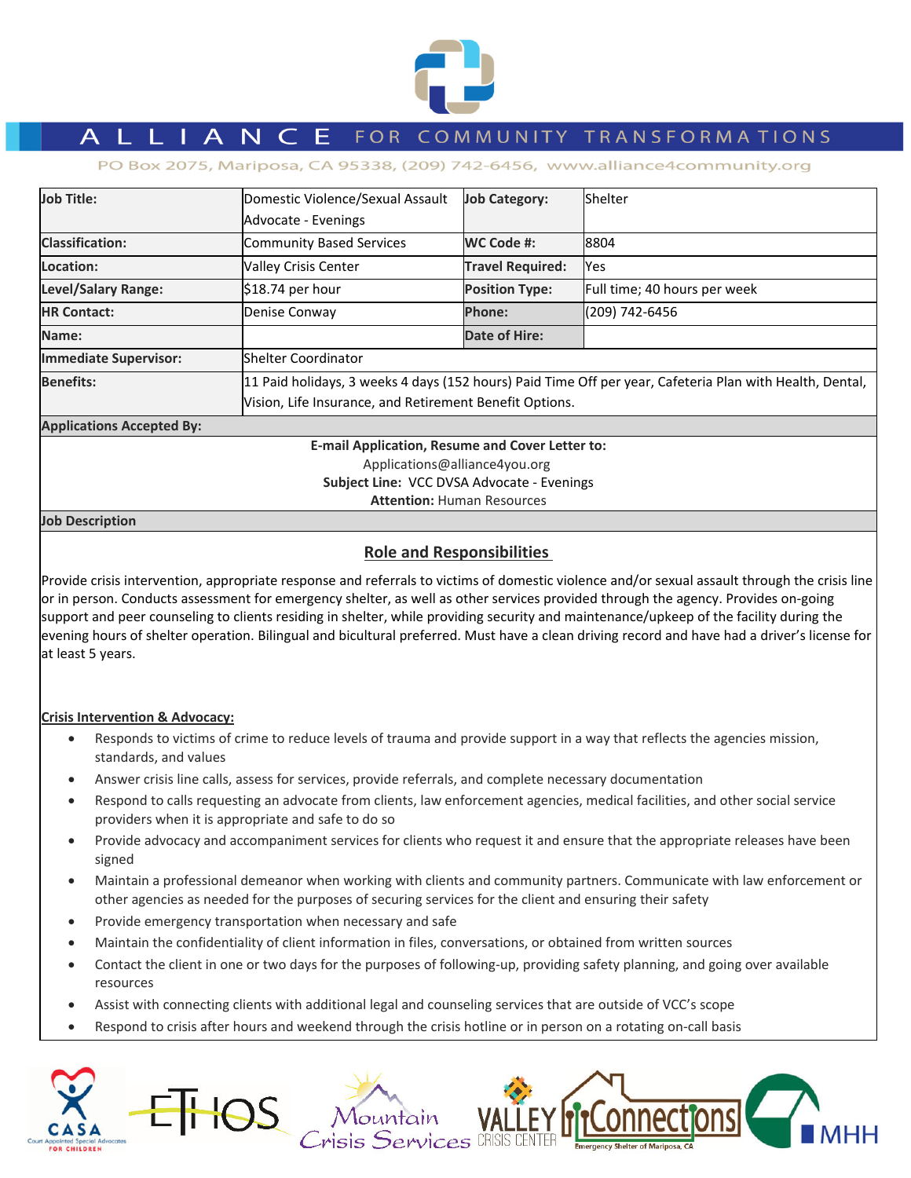# ALLIANCE FOR COMMUNITY TRANSFORMATIONS

PO Box 2075, Mariposa, CA 95338, (209) 742-6456, www.alliance4community.org

| Job Title: | Domestic Violence/Sexual Assault Advocate - Evenings | Job Category: | Shelter |
|---|---|---|---|
| Classification: | Community Based Services | WC Code #: | 8804 |
| Location: | Valley Crisis Center | Travel Required: | Yes |
| Level/Salary Range: | $18.74 per hour | Position Type: | Full time; 40 hours per week |
| HR Contact: | Denise Conway | Phone: | (209) 742-6456 |
| Name: | | Date of Hire: | |
| Immediate Supervisor: | Shelter Coordinator | | |
| Benefits: | 11 Paid holidays, 3 weeks 4 days (152 hours) Paid Time Off per year, Cafeteria Plan with Health, Dental, Vision, Life Insurance, and Retirement Benefit Options. | | |

**Applications Accepted By:**

**E-mail Application, Resume and Cover Letter to:**
Applications@alliance4you.org
**Subject Line:** VCC DVSA Advocate - Evenings
**Attention:** Human Resources

**Job Description**

## Role and Responsibilities

Provide crisis intervention, appropriate response and referrals to victims of domestic violence and/or sexual assault through the crisis line or in person. Conducts assessment for emergency shelter, as well as other services provided through the agency. Provides on-going support and peer counseling to clients residing in shelter, while providing security and maintenance/upkeep of the facility during the evening hours of shelter operation. Bilingual and bicultural preferred. Must have a clean driving record and have had a driver's license for at least 5 years.

**Crisis Intervention & Advocacy:**

- Responds to victims of crime to reduce levels of trauma and provide support in a way that reflects the agencies mission, standards, and values
- Answer crisis line calls, assess for services, provide referrals, and complete necessary documentation
- Respond to calls requesting an advocate from clients, law enforcement agencies, medical facilities, and other social service providers when it is appropriate and safe to do so
- Provide advocacy and accompaniment services for clients who request it and ensure that the appropriate releases have been signed
- Maintain a professional demeanor when working with clients and community partners. Communicate with law enforcement or other agencies as needed for the purposes of securing services for the client and ensuring their safety
- Provide emergency transportation when necessary and safe
- Maintain the confidentiality of client information in files, conversations, or obtained from written sources
- Contact the client in one or two days for the purposes of following-up, providing safety planning, and going over available resources
- Assist with connecting clients with additional legal and counseling services that are outside of VCC's scope
- Respond to crisis after hours and weekend through the crisis hotline or in person on a rotating on-call basis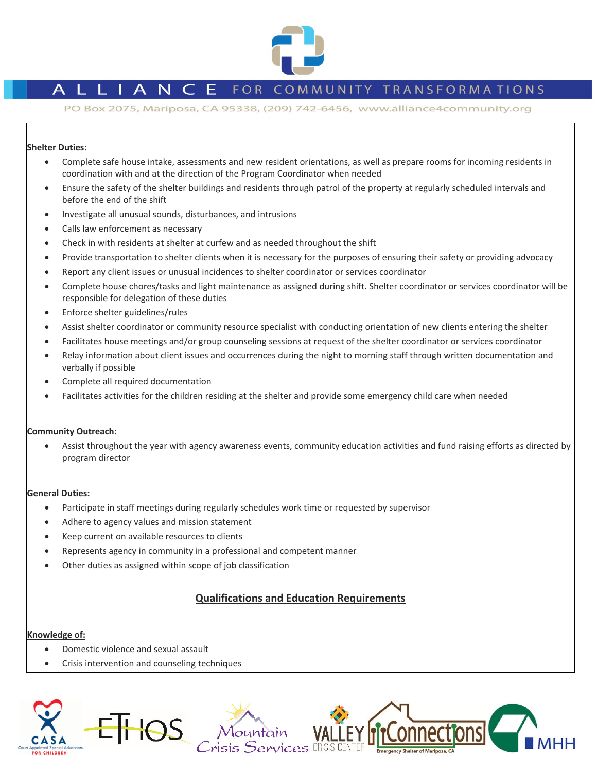**Shelter Duties:**

- Complete safe house intake, assessments and new resident orientations, as well as prepare rooms for incoming residents in coordination with and at the direction of the Program Coordinator when needed
- Ensure the safety of the shelter buildings and residents through patrol of the property at regularly scheduled intervals and before the end of the shift
- Investigate all unusual sounds, disturbances, and intrusions
- Calls law enforcement as necessary
- Check in with residents at shelter at curfew and as needed throughout the shift
- Provide transportation to shelter clients when it is necessary for the purposes of ensuring their safety or providing advocacy
- Report any client issues or unusual incidences to shelter coordinator or services coordinator
- Complete house chores/tasks and light maintenance as assigned during shift. Shelter coordinator or services coordinator will be responsible for delegation of these duties
- Enforce shelter guidelines/rules
- Assist shelter coordinator or community resource specialist with conducting orientation of new clients entering the shelter
- Facilitates house meetings and/or group counseling sessions at request of the shelter coordinator or services coordinator
- Relay information about client issues and occurrences during the night to morning staff through written documentation and verbally if possible
- Complete all required documentation
- Facilitates activities for the children residing at the shelter and provide some emergency child care when needed

**Community Outreach:**

- Assist throughout the year with agency awareness events, community education activities and fund raising efforts as directed by program director

**General Duties:**

- Participate in staff meetings during regularly schedules work time or requested by supervisor
- Adhere to agency values and mission statement
- Keep current on available resources to clients
- Represents agency in community in a professional and competent manner
- Other duties as assigned within scope of job classification

## Qualifications and Education Requirements

**Knowledge of:**

- Domestic violence and sexual assault
- Crisis intervention and counseling techniques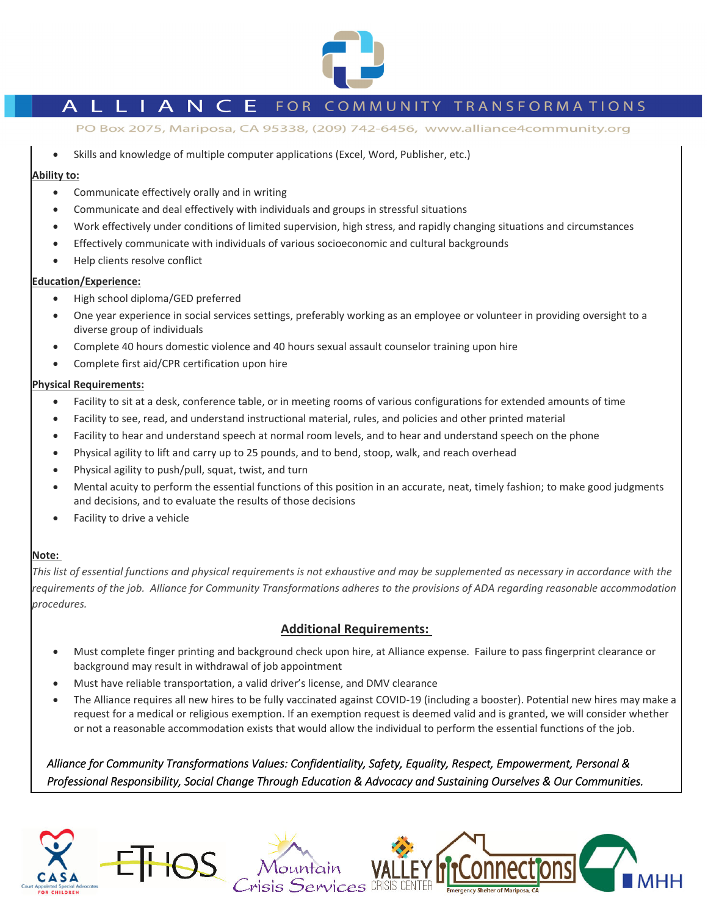- Skills and knowledge of multiple computer applications (Excel, Word, Publisher, etc.)

**Ability to:**

- Communicate effectively orally and in writing
- Communicate and deal effectively with individuals and groups in stressful situations
- Work effectively under conditions of limited supervision, high stress, and rapidly changing situations and circumstances
- Effectively communicate with individuals of various socioeconomic and cultural backgrounds
- Help clients resolve conflict

**Education/Experience:**

- High school diploma/GED preferred
- One year experience in social services settings, preferably working as an employee or volunteer in providing oversight to a diverse group of individuals
- Complete 40 hours domestic violence and 40 hours sexual assault counselor training upon hire
- Complete first aid/CPR certification upon hire

**Physical Requirements:**

- Facility to sit at a desk, conference table, or in meeting rooms of various configurations for extended amounts of time
- Facility to see, read, and understand instructional material, rules, and policies and other printed material
- Facility to hear and understand speech at normal room levels, and to hear and understand speech on the phone
- Physical agility to lift and carry up to 25 pounds, and to bend, stoop, walk, and reach overhead
- Physical agility to push/pull, squat, twist, and turn
- Mental acuity to perform the essential functions of this position in an accurate, neat, timely fashion; to make good judgments and decisions, and to evaluate the results of those decisions
- Facility to drive a vehicle

**Note:**

*This list of essential functions and physical requirements is not exhaustive and may be supplemented as necessary in accordance with the requirements of the job. Alliance for Community Transformations adheres to the provisions of ADA regarding reasonable accommodation procedures.*

## Additional Requirements:

- Must complete finger printing and background check upon hire, at Alliance expense. Failure to pass fingerprint clearance or background may result in withdrawal of job appointment
- Must have reliable transportation, a valid driver's license, and DMV clearance
- The Alliance requires all new hires to be fully vaccinated against COVID-19 (including a booster). Potential new hires may make a request for a medical or religious exemption. If an exemption request is deemed valid and is granted, we will consider whether or not a reasonable accommodation exists that would allow the individual to perform the essential functions of the job.

*Alliance for Community Transformations Values: Confidentiality, Safety, Equality, Respect, Empowerment, Personal & Professional Responsibility, Social Change Through Education & Advocacy and Sustaining Ourselves & Our Communities.*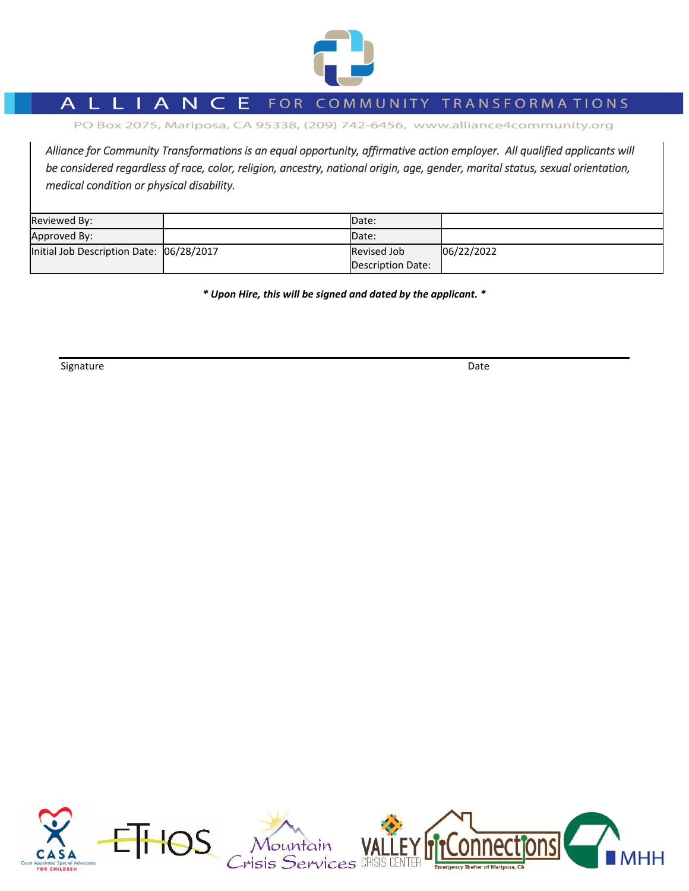*Alliance for Community Transformations is an equal opportunity, affirmative action employer. All qualified applicants will be considered regardless of race, color, religion, ancestry, national origin, age, gender, marital status, sexual orientation, medical condition or physical disability.*

| | | | |
|---|---|---|---|
| Reviewed By: | | Date: | |
| Approved By: | | Date: | |
| Initial Job Description Date: | 06/28/2017 | Revised Job Description Date: | 06/22/2022 |

***\* Upon Hire, this will be signed and dated by the applicant. \****

Signature　　　　　　　　　　　　　　　　　　　　　　　　Date